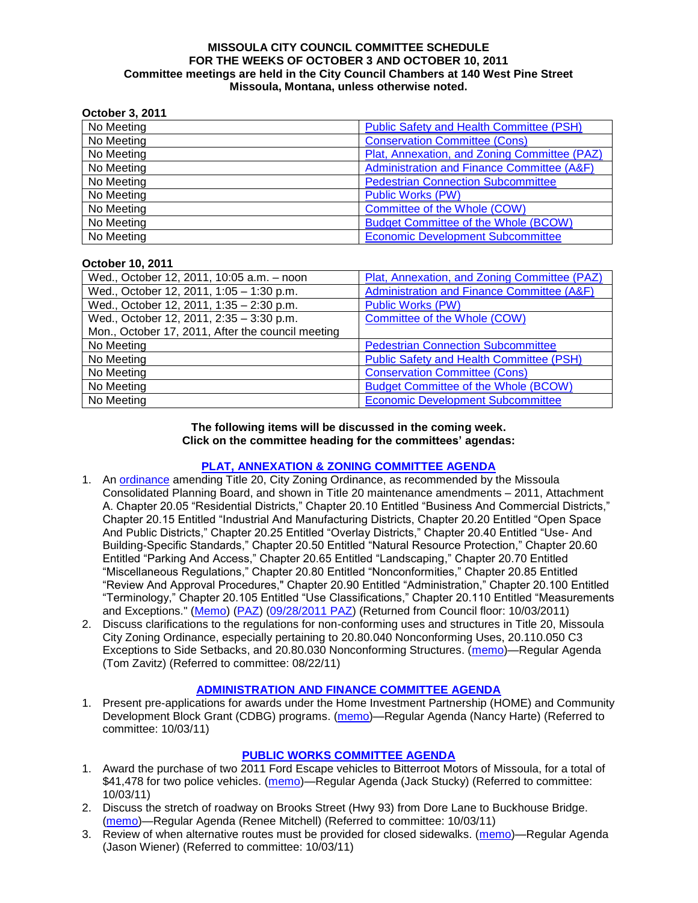**MISSOULA CITY COUNCIL COMMITTEE SCHEDULE**
**FOR THE WEEKS OF OCTOBER 3 AND OCTOBER 10, 2011**
**Committee meetings are held in the City Council Chambers at 140 West Pine Street**
**Missoula, Montana, unless otherwise noted.**

**October 3, 2011**

| | |
|---|---|
| No Meeting | Public Safety and Health Committee (PSH) |
| No Meeting | Conservation Committee (Cons) |
| No Meeting | Plat, Annexation, and Zoning Committee (PAZ) |
| No Meeting | Administration and Finance Committee (A&F) |
| No Meeting | Pedestrian Connection Subcommittee |
| No Meeting | Public Works (PW) |
| No Meeting | Committee of the Whole (COW) |
| No Meeting | Budget Committee of the Whole (BCOW) |
| No Meeting | Economic Development Subcommittee |

**October 10, 2011**

| | |
|---|---|
| Wed., October 12, 2011, 10:05 a.m. – noon | Plat, Annexation, and Zoning Committee (PAZ) |
| Wed., October 12, 2011, 1:05 – 1:30 p.m. | Administration and Finance Committee (A&F) |
| Wed., October 12, 2011, 1:35 – 2:30 p.m. | Public Works (PW) |
| Wed., October 12, 2011, 2:35 – 3:30 p.m.<br>Mon., October 17, 2011, After the council meeting | Committee of the Whole (COW) |
| No Meeting | Pedestrian Connection Subcommittee |
| No Meeting | Public Safety and Health Committee (PSH) |
| No Meeting | Conservation Committee (Cons) |
| No Meeting | Budget Committee of the Whole (BCOW) |
| No Meeting | Economic Development Subcommittee |

**The following items will be discussed in the coming week.**
**Click on the committee heading for the committees' agendas:**

## PLAT, ANNEXATION & ZONING COMMITTEE AGENDA

1. An ordinance amending Title 20, City Zoning Ordinance, as recommended by the Missoula Consolidated Planning Board, and shown in Title 20 maintenance amendments – 2011, Attachment A. Chapter 20.05 "Residential Districts," Chapter 20.10 Entitled "Business And Commercial Districts," Chapter 20.15 Entitled "Industrial And Manufacturing Districts, Chapter 20.20 Entitled "Open Space And Public Districts," Chapter 20.25 Entitled "Overlay Districts," Chapter 20.40 Entitled "Use- And Building-Specific Standards," Chapter 20.50 Entitled "Natural Resource Protection," Chapter 20.60 Entitled "Parking And Access," Chapter 20.65 Entitled "Landscaping," Chapter 20.70 Entitled "Miscellaneous Regulations," Chapter 20.80 Entitled "Nonconformities," Chapter 20.85 Entitled "Review And Approval Procedures," Chapter 20.90 Entitled "Administration," Chapter 20.100 Entitled "Terminology," Chapter 20.105 Entitled "Use Classifications," Chapter 20.110 Entitled "Measurements and Exceptions." (Memo) (PAZ) (09/28/2011 PAZ) (Returned from Council floor: 10/03/2011)
2. Discuss clarifications to the regulations for non-conforming uses and structures in Title 20, Missoula City Zoning Ordinance, especially pertaining to 20.80.040 Nonconforming Uses, 20.110.050 C3 Exceptions to Side Setbacks, and 20.80.030 Nonconforming Structures. (memo)—Regular Agenda (Tom Zavitz) (Referred to committee: 08/22/11)

## ADMINISTRATION AND FINANCE COMMITTEE AGENDA

1. Present pre-applications for awards under the Home Investment Partnership (HOME) and Community Development Block Grant (CDBG) programs. (memo)—Regular Agenda (Nancy Harte) (Referred to committee: 10/03/11)

## PUBLIC WORKS COMMITTEE AGENDA

1. Award the purchase of two 2011 Ford Escape vehicles to Bitterroot Motors of Missoula, for a total of $41,478 for two police vehicles. (memo)—Regular Agenda (Jack Stucky) (Referred to committee: 10/03/11)
2. Discuss the stretch of roadway on Brooks Street (Hwy 93) from Dore Lane to Buckhouse Bridge. (memo)—Regular Agenda (Renee Mitchell) (Referred to committee: 10/03/11)
3. Review of when alternative routes must be provided for closed sidewalks. (memo)—Regular Agenda (Jason Wiener) (Referred to committee: 10/03/11)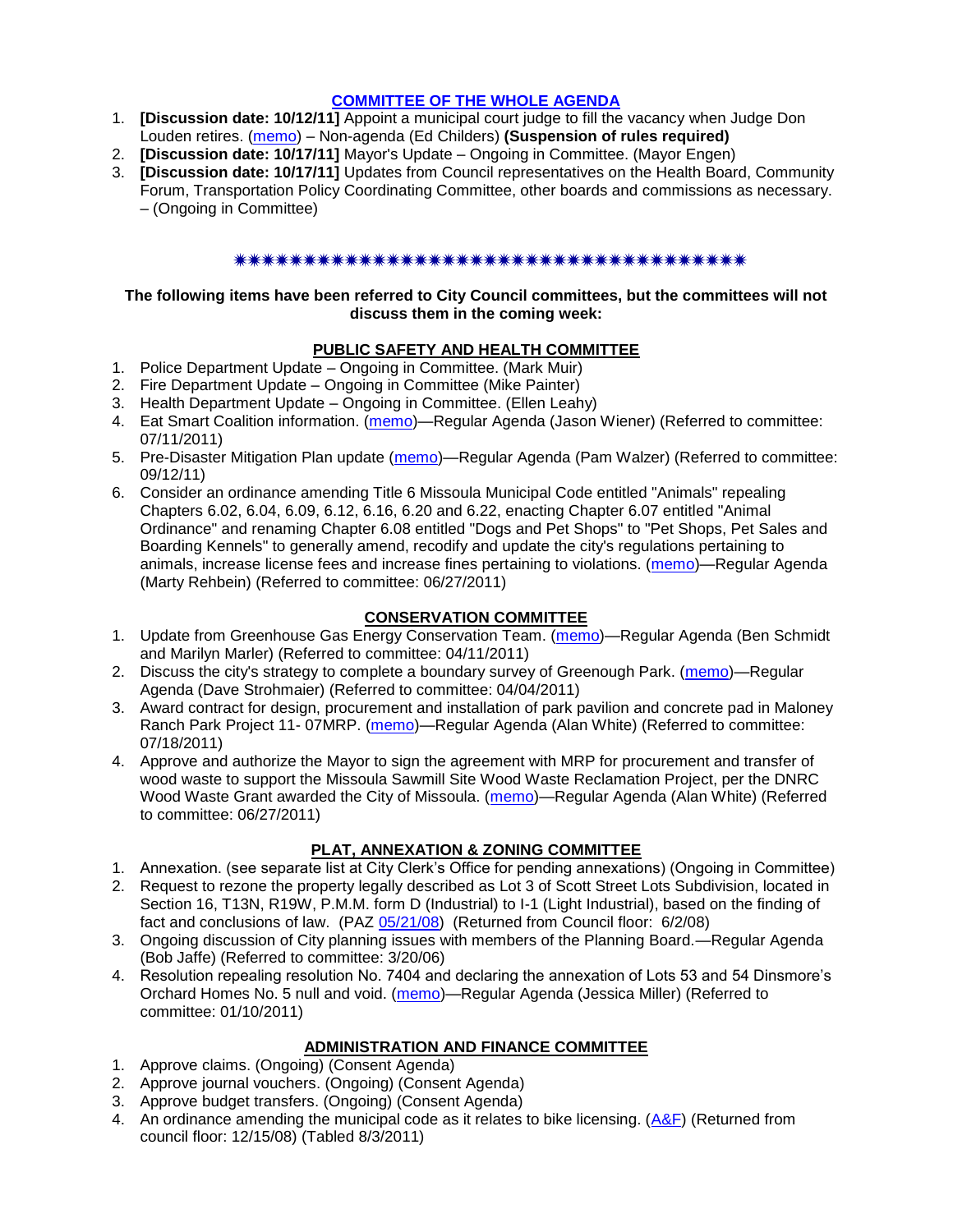## [COMMITTEE OF THE WHOLE AGENDA](#)

1. **[Discussion date: 10/12/11]** Appoint a municipal court judge to fill the vacancy when Judge Don Louden retires. ([memo](#)) – Non-agenda (Ed Childers) **(Suspension of rules required)**
2. **[Discussion date: 10/17/11]** Mayor's Update – Ongoing in Committee. (Mayor Engen)
3. **[Discussion date: 10/17/11]** Updates from Council representatives on the Health Board, Community Forum, Transportation Policy Coordinating Committee, other boards and commissions as necessary. – (Ongoing in Committee)

✷✷✷✷✷✷✷✷✷✷✷✷✷✷✷✷✷✷✷✷✷✷✷✷✷✷✷✷✷✷✷✷✷✷✷✷✷✷✷

**The following items have been referred to City Council committees, but the committees will not discuss them in the coming week:**

## PUBLIC SAFETY AND HEALTH COMMITTEE

1. Police Department Update – Ongoing in Committee. (Mark Muir)
2. Fire Department Update – Ongoing in Committee (Mike Painter)
3. Health Department Update – Ongoing in Committee. (Ellen Leahy)
4. Eat Smart Coalition information. ([memo](#))—Regular Agenda (Jason Wiener) (Referred to committee: 07/11/2011)
5. Pre-Disaster Mitigation Plan update ([memo](#))—Regular Agenda (Pam Walzer) (Referred to committee: 09/12/11)
6. Consider an ordinance amending Title 6 Missoula Municipal Code entitled "Animals" repealing Chapters 6.02, 6.04, 6.09, 6.12, 6.16, 6.20 and 6.22, enacting Chapter 6.07 entitled "Animal Ordinance" and renaming Chapter 6.08 entitled "Dogs and Pet Shops" to "Pet Shops, Pet Sales and Boarding Kennels" to generally amend, recodify and update the city's regulations pertaining to animals, increase license fees and increase fines pertaining to violations. ([memo](#))—Regular Agenda (Marty Rehbein) (Referred to committee: 06/27/2011)

## CONSERVATION COMMITTEE

1. Update from Greenhouse Gas Energy Conservation Team. ([memo](#))—Regular Agenda (Ben Schmidt and Marilyn Marler) (Referred to committee: 04/11/2011)
2. Discuss the city's strategy to complete a boundary survey of Greenough Park. ([memo](#))—Regular Agenda (Dave Strohmaier) (Referred to committee: 04/04/2011)
3. Award contract for design, procurement and installation of park pavilion and concrete pad in Maloney Ranch Park Project 11- 07MRP. ([memo](#))—Regular Agenda (Alan White) (Referred to committee: 07/18/2011)
4. Approve and authorize the Mayor to sign the agreement with MRP for procurement and transfer of wood waste to support the Missoula Sawmill Site Wood Waste Reclamation Project, per the DNRC Wood Waste Grant awarded the City of Missoula. ([memo](#))—Regular Agenda (Alan White) (Referred to committee: 06/27/2011)

## PLAT, ANNEXATION & ZONING COMMITTEE

1. Annexation. (see separate list at City Clerk's Office for pending annexations) (Ongoing in Committee)
2. Request to rezone the property legally described as Lot 3 of Scott Street Lots Subdivision, located in Section 16, T13N, R19W, P.M.M. form D (Industrial) to I-1 (Light Industrial), based on the finding of fact and conclusions of law. (PAZ [05/21/08](#)) (Returned from Council floor: 6/2/08)
3. Ongoing discussion of City planning issues with members of the Planning Board.—Regular Agenda (Bob Jaffe) (Referred to committee: 3/20/06)
4. Resolution repealing resolution No. 7404 and declaring the annexation of Lots 53 and 54 Dinsmore's Orchard Homes No. 5 null and void. ([memo](#))—Regular Agenda (Jessica Miller) (Referred to committee: 01/10/2011)

## ADMINISTRATION AND FINANCE COMMITTEE

1. Approve claims. (Ongoing) (Consent Agenda)
2. Approve journal vouchers. (Ongoing) (Consent Agenda)
3. Approve budget transfers. (Ongoing) (Consent Agenda)
4. An ordinance amending the municipal code as it relates to bike licensing. ([A&F](#)) (Returned from council floor: 12/15/08) (Tabled 8/3/2011)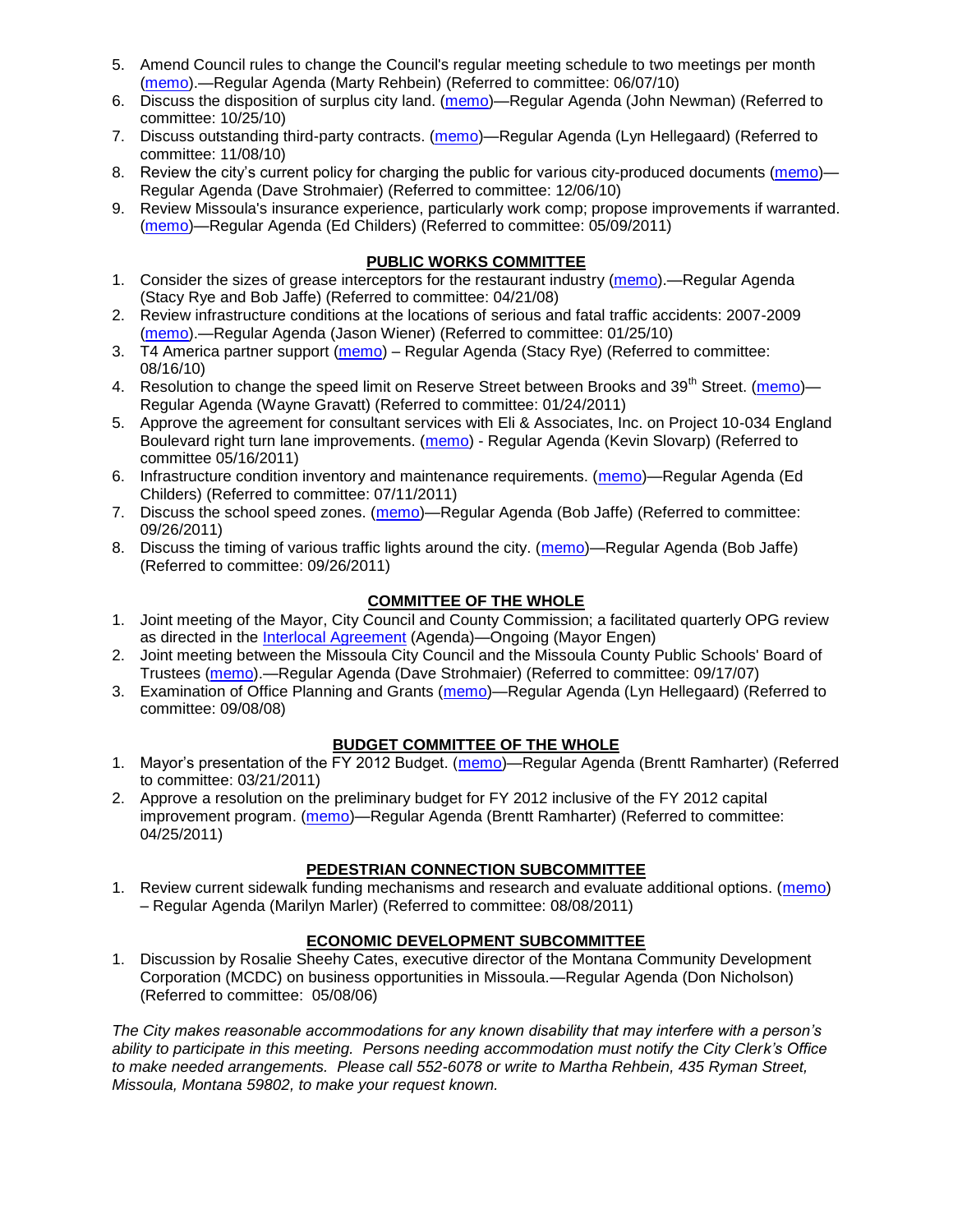5. Amend Council rules to change the Council's regular meeting schedule to two meetings per month (memo).—Regular Agenda (Marty Rehbein) (Referred to committee: 06/07/10)
6. Discuss the disposition of surplus city land. (memo)—Regular Agenda (John Newman) (Referred to committee: 10/25/10)
7. Discuss outstanding third-party contracts. (memo)—Regular Agenda (Lyn Hellegaard) (Referred to committee: 11/08/10)
8. Review the city's current policy for charging the public for various city-produced documents (memo)—Regular Agenda (Dave Strohmaier) (Referred to committee: 12/06/10)
9. Review Missoula's insurance experience, particularly work comp; propose improvements if warranted. (memo)—Regular Agenda (Ed Childers) (Referred to committee: 05/09/2011)

## PUBLIC WORKS COMMITTEE

1. Consider the sizes of grease interceptors for the restaurant industry (memo).—Regular Agenda (Stacy Rye and Bob Jaffe) (Referred to committee: 04/21/08)
2. Review infrastructure conditions at the locations of serious and fatal traffic accidents: 2007-2009 (memo).—Regular Agenda (Jason Wiener) (Referred to committee: 01/25/10)
3. T4 America partner support (memo) – Regular Agenda (Stacy Rye) (Referred to committee: 08/16/10)
4. Resolution to change the speed limit on Reserve Street between Brooks and 39th Street. (memo)—Regular Agenda (Wayne Gravatt) (Referred to committee: 01/24/2011)
5. Approve the agreement for consultant services with Eli & Associates, Inc. on Project 10-034 England Boulevard right turn lane improvements. (memo) - Regular Agenda (Kevin Slovarp) (Referred to committee 05/16/2011)
6. Infrastructure condition inventory and maintenance requirements. (memo)—Regular Agenda (Ed Childers) (Referred to committee: 07/11/2011)
7. Discuss the school speed zones. (memo)—Regular Agenda (Bob Jaffe) (Referred to committee: 09/26/2011)
8. Discuss the timing of various traffic lights around the city. (memo)—Regular Agenda (Bob Jaffe) (Referred to committee: 09/26/2011)

## COMMITTEE OF THE WHOLE

1. Joint meeting of the Mayor, City Council and County Commission; a facilitated quarterly OPG review as directed in the Interlocal Agreement (Agenda)—Ongoing (Mayor Engen)
2. Joint meeting between the Missoula City Council and the Missoula County Public Schools' Board of Trustees (memo).—Regular Agenda (Dave Strohmaier) (Referred to committee: 09/17/07)
3. Examination of Office Planning and Grants (memo)—Regular Agenda (Lyn Hellegaard) (Referred to committee: 09/08/08)

## BUDGET COMMITTEE OF THE WHOLE

1. Mayor's presentation of the FY 2012 Budget. (memo)—Regular Agenda (Brentt Ramharter) (Referred to committee: 03/21/2011)
2. Approve a resolution on the preliminary budget for FY 2012 inclusive of the FY 2012 capital improvement program. (memo)—Regular Agenda (Brentt Ramharter) (Referred to committee: 04/25/2011)

## PEDESTRIAN CONNECTION SUBCOMMITTEE

1. Review current sidewalk funding mechanisms and research and evaluate additional options. (memo) – Regular Agenda (Marilyn Marler) (Referred to committee: 08/08/2011)

## ECONOMIC DEVELOPMENT SUBCOMMITTEE

1. Discussion by Rosalie Sheehy Cates, executive director of the Montana Community Development Corporation (MCDC) on business opportunities in Missoula.—Regular Agenda (Don Nicholson) (Referred to committee: 05/08/06)

*The City makes reasonable accommodations for any known disability that may interfere with a person's ability to participate in this meeting. Persons needing accommodation must notify the City Clerk's Office to make needed arrangements. Please call 552-6078 or write to Martha Rehbein, 435 Ryman Street, Missoula, Montana 59802, to make your request known.*